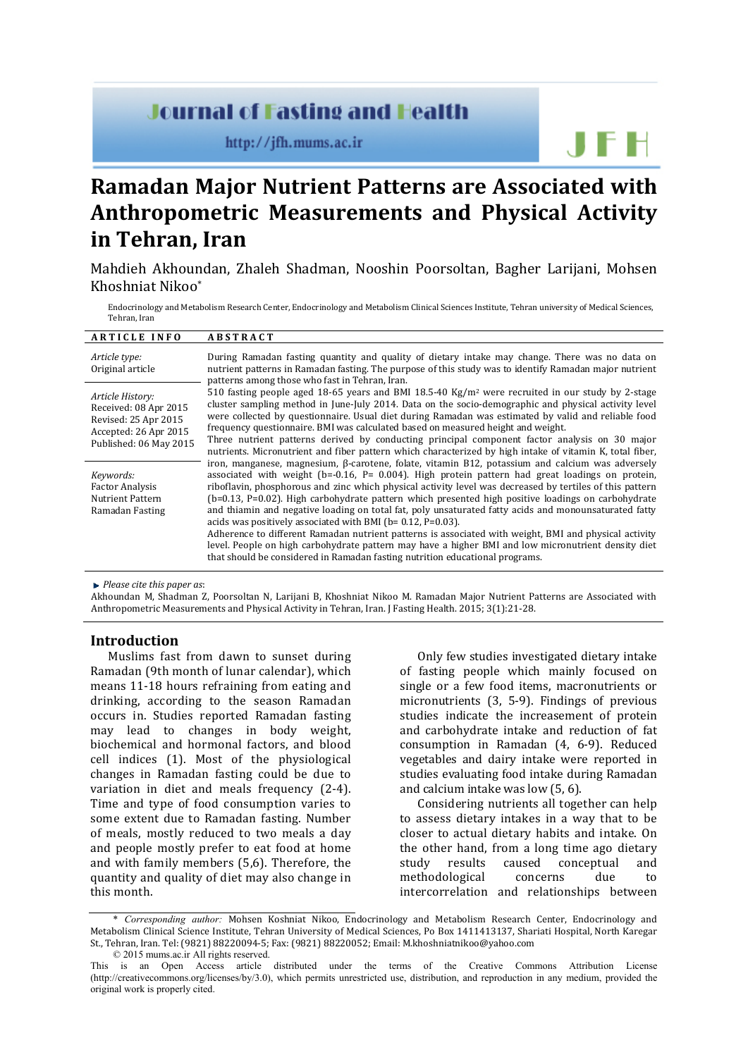# Ramadan Major Nutrient Patterns are Associated with Anthropometric Measurements and Physical Activity in Tehran, Iran

Mahdieh Akhoundan, Zhaleh Shadman, Nooshin Poorsoltan, Bagher Larijani, Mohsen Khoshniat Nikoo*

Endocrinology and Metabolism Research Center, Endocrinology and Metabolism Clinical Sciences Institute, Tehran university of Medical Sciences, Tehran, Iran

**ARTICLE INFO**

*Article type:*
Original article

*Article History:*
Received: 08 Apr 2015
Revised: 25 Apr 2015
Accepted: 26 Apr 2015
Published: 06 May 2015

*Keywords:*
Factor Analysis
Nutrient Pattern
Ramadan Fasting

**ABSTRACT**

During Ramadan fasting quantity and quality of dietary intake may change. There was no data on nutrient patterns in Ramadan fasting. The purpose of this study was to identify Ramadan major nutrient patterns among those who fast in Tehran, Iran.

510 fasting people aged 18-65 years and BMI 18.5-40 Kg/m$^2$ were recruited in our study by 2-stage cluster sampling method in June-July 2014. Data on the socio-demographic and physical activity level were collected by questionnaire. Usual diet during Ramadan was estimated by valid and reliable food frequency questionnaire. BMI was calculated based on measured height and weight.

Three nutrient patterns derived by conducting principal component factor analysis on 30 major nutrients. Micronutrient and fiber pattern which characterized by high intake of vitamin K, total fiber, iron, manganese, magnesium, β-carotene, folate, vitamin B12, potassium and calcium was adversely associated with weight (b=-0.16, P= 0.004). High protein pattern had great loadings on protein, riboflavin, phosphorous and zinc which physical activity level was decreased by tertiles of this pattern (b=0.13, P=0.02). High carbohydrate pattern which presented high positive loadings on carbohydrate and thiamin and negative loading on total fat, poly unsaturated fatty acids and monounsaturated fatty acids was positively associated with BMI (b= 0.12, P=0.03).

Adherence to different Ramadan nutrient patterns is associated with weight, BMI and physical activity level. People on high carbohydrate pattern may have a higher BMI and low micronutrient density diet that should be considered in Ramadan fasting nutrition educational programs.

*Please cite this paper as*:
Akhoundan M, Shadman Z, Poorsoltan N, Larijani B, Khoshniat Nikoo M. Ramadan Major Nutrient Patterns are Associated with Anthropometric Measurements and Physical Activity in Tehran, Iran. J Fasting Health. 2015; 3(1):21-28.

## Introduction

Muslims fast from dawn to sunset during Ramadan (9th month of lunar calendar), which means 11-18 hours refraining from eating and drinking, according to the season Ramadan occurs in. Studies reported Ramadan fasting may lead to changes in body weight, biochemical and hormonal factors, and blood cell indices (1). Most of the physiological changes in Ramadan fasting could be due to variation in diet and meals frequency (2-4). Time and type of food consumption varies to some extent due to Ramadan fasting. Number of meals, mostly reduced to two meals a day and people mostly prefer to eat food at home and with family members (5,6). Therefore, the quantity and quality of diet may also change in this month.

Only few studies investigated dietary intake of fasting people which mainly focused on single or a few food items, macronutrients or micronutrients (3, 5-9). Findings of previous studies indicate the increasement of protein and carbohydrate intake and reduction of fat consumption in Ramadan (4, 6-9). Reduced vegetables and dairy intake were reported in studies evaluating food intake during Ramadan and calcium intake was low (5, 6).

Considering nutrients all together can help to assess dietary intakes in a way that to be closer to actual dietary habits and intake. On the other hand, from a long time ago dietary study results caused conceptual and methodological concerns due to intercorrelation and relationships between

\* *Corresponding author:* Mohsen Koshniat Nikoo, Endocrinology and Metabolism Research Center, Endocrinology and Metabolism Clinical Science Institute, Tehran University of Medical Sciences, Po Box 1411413137, Shariati Hospital, North Karegar St., Tehran, Iran. Tel: (9821) 88220094-5; Fax: (9821) 88220052; Email: M.khoshniatnikoo@yahoo.com

© 2015 mums.ac.ir All rights reserved.

This is an Open Access article distributed under the terms of the Creative Commons Attribution License (http://creativecommons.org/licenses/by/3.0), which permits unrestricted use, distribution, and reproduction in any medium, provided the original work is properly cited.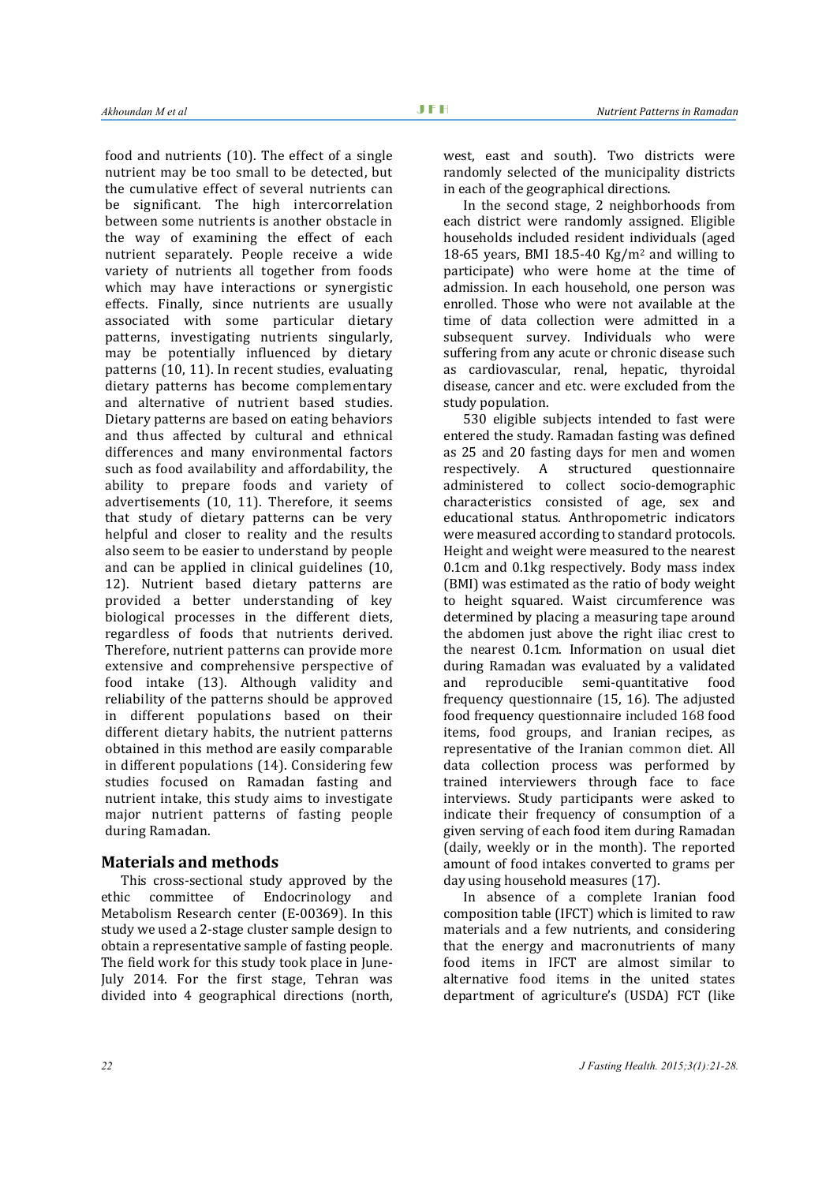food and nutrients (10). The effect of a single nutrient may be too small to be detected, but the cumulative effect of several nutrients can be significant. The high intercorrelation between some nutrients is another obstacle in the way of examining the effect of each nutrient separately. People receive a wide variety of nutrients all together from foods which may have interactions or synergistic effects. Finally, since nutrients are usually associated with some particular dietary patterns, investigating nutrients singularly, may be potentially influenced by dietary patterns (10, 11). In recent studies, evaluating dietary patterns has become complementary and alternative of nutrient based studies. Dietary patterns are based on eating behaviors and thus affected by cultural and ethnical differences and many environmental factors such as food availability and affordability, the ability to prepare foods and variety of advertisements (10, 11). Therefore, it seems that study of dietary patterns can be very helpful and closer to reality and the results also seem to be easier to understand by people and can be applied in clinical guidelines (10, 12). Nutrient based dietary patterns are provided a better understanding of key biological processes in the different diets, regardless of foods that nutrients derived. Therefore, nutrient patterns can provide more extensive and comprehensive perspective of food intake (13). Although validity and reliability of the patterns should be approved in different populations based on their different dietary habits, the nutrient patterns obtained in this method are easily comparable in different populations (14). Considering few studies focused on Ramadan fasting and nutrient intake, this study aims to investigate major nutrient patterns of fasting people during Ramadan.

## Materials and methods

This cross-sectional study approved by the ethic committee of Endocrinology and Metabolism Research center (E-00369). In this study we used a 2-stage cluster sample design to obtain a representative sample of fasting people. The field work for this study took place in June-July 2014. For the first stage, Tehran was divided into 4 geographical directions (north, west, east and south). Two districts were randomly selected of the municipality districts in each of the geographical directions.

In the second stage, 2 neighborhoods from each district were randomly assigned. Eligible households included resident individuals (aged 18-65 years, BMI 18.5-40 Kg/m$^2$ and willing to participate) who were home at the time of admission. In each household, one person was enrolled. Those who were not available at the time of data collection were admitted in a subsequent survey. Individuals who were suffering from any acute or chronic disease such as cardiovascular, renal, hepatic, thyroidal disease, cancer and etc. were excluded from the study population.

530 eligible subjects intended to fast were entered the study. Ramadan fasting was defined as 25 and 20 fasting days for men and women respectively. A structured questionnaire administered to collect socio-demographic characteristics consisted of age, sex and educational status. Anthropometric indicators were measured according to standard protocols. Height and weight were measured to the nearest 0.1cm and 0.1kg respectively. Body mass index (BMI) was estimated as the ratio of body weight to height squared. Waist circumference was determined by placing a measuring tape around the abdomen just above the right iliac crest to the nearest 0.1cm. Information on usual diet during Ramadan was evaluated by a validated and reproducible semi-quantitative food frequency questionnaire (15, 16). The adjusted food frequency questionnaire included 168 food items, food groups, and Iranian recipes, as representative of the Iranian common diet. All data collection process was performed by trained interviewers through face to face interviews. Study participants were asked to indicate their frequency of consumption of a given serving of each food item during Ramadan (daily, weekly or in the month). The reported amount of food intakes converted to grams per day using household measures (17).

In absence of a complete Iranian food composition table (IFCT) which is limited to raw materials and a few nutrients, and considering that the energy and macronutrients of many food items in IFCT are almost similar to alternative food items in the united states department of agriculture's (USDA) FCT (like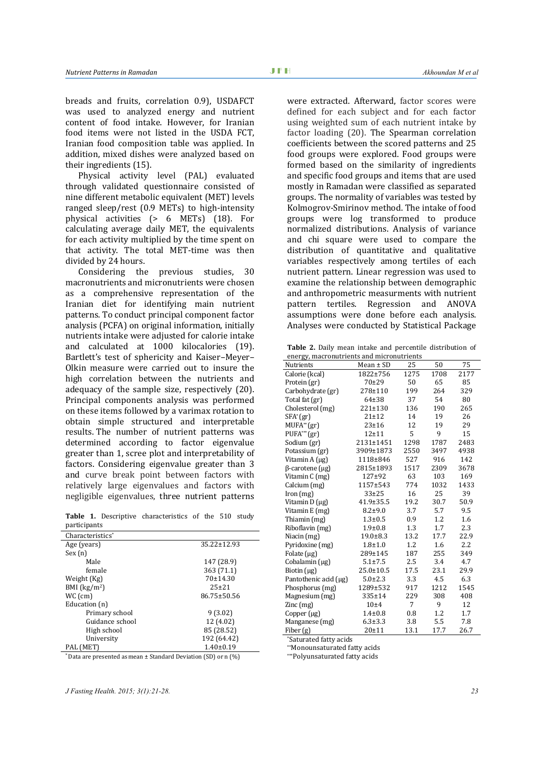breads and fruits, correlation 0.9), USDAFCT was used to analyzed energy and nutrient content of food intake. However, for Iranian food items were not listed in the USDA FCT, Iranian food composition table was applied. In addition, mixed dishes were analyzed based on their ingredients (15).

Physical activity level (PAL) evaluated through validated questionnaire consisted of nine different metabolic equivalent (MET) levels ranged sleep/rest (0.9 METs) to high-intensity physical activities (> 6 METs) (18). For calculating average daily MET, the equivalents for each activity multiplied by the time spent on that activity. The total MET-time was then divided by 24 hours.

Considering the previous studies, 30 macronutrients and micronutrients were chosen as a comprehensive representation of the Iranian diet for identifying main nutrient patterns. To conduct principal component factor analysis (PCFA) on original information, initially nutrients intake were adjusted for calorie intake and calculated at 1000 kilocalories (19). Bartlett's test of sphericity and Kaiser–Meyer–Olkin measure were carried out to insure the high correlation between the nutrients and adequacy of the sample size, respectively (20). Principal components analysis was performed on these items followed by a varimax rotation to obtain simple structured and interpretable results. The number of nutrient patterns was determined according to factor eigenvalue greater than 1, scree plot and interpretability of factors. Considering eigenvalue greater than 3 and curve break point between factors with relatively large eigenvalues and factors with negligible eigenvalues, three nutrient patterns were extracted. Afterward, factor scores were defined for each subject and for each factor using weighted sum of each nutrient intake by factor loading (20). The Spearman correlation coefficients between the scored patterns and 25 food groups were explored. Food groups were formed based on the similarity of ingredients and specific food groups and items that are used mostly in Ramadan were classified as separated groups. The normality of variables was tested by Kolmogrov-Smirinov method. The intake of food groups were log transformed to produce normalized distributions. Analysis of variance and chi square were used to compare the distribution of quantitative and qualitative variables respectively among tertiles of each nutrient pattern. Linear regression was used to examine the relationship between demographic and anthropometric measurments with nutrient pattern tertiles. Regression and ANOVA assumptions were done before each analysis. Analyses were conducted by Statistical Package

**Table 1.** Descriptive characteristics of the 510 study participants

| Characteristics* | |
|---|---|
| Age (years) | 35.22±12.93 |
| Sex (n) | |
| Male | 147 (28.9) |
| female | 363 (71.1) |
| Weight (Kg) | 70±14.30 |
| BMI (kg/m$^2$) | 25±21 |
| WC (cm) | 86.75±50.56 |
| Education (n) | |
| Primary school | 9 (3.02) |
| Guidance school | 12 (4.02) |
| High school | 85 (28.52) |
| University | 192 (64.42) |
| PAL (MET) | 1.40±0.19 |

*Data are presented as mean ± Standard Deviation (SD) or n (%)

**Table 2.** Daily mean intake and percentile distribution of energy, macronutrients and micronutrients

| Nutrients | Mean ± SD | 25 | 50 | 75 |
|---|---|---|---|---|
| Calorie (kcal) | 1822±756 | 1275 | 1708 | 2177 |
| Protein (gr) | 70±29 | 50 | 65 | 85 |
| Carbohydrate (gr) | 278±110 | 199 | 264 | 329 |
| Total fat (gr) | 64±38 | 37 | 54 | 80 |
| Cholesterol (mg) | 221±130 | 136 | 190 | 265 |
| SFA* (gr) | 21±12 | 14 | 19 | 26 |
| MUFA** (gr) | 23±16 | 12 | 19 | 29 |
| PUFA*** (gr) | 12±11 | 5 | 9 | 15 |
| Sodium (gr) | 2131±1451 | 1298 | 1787 | 2483 |
| Potassium (gr) | 3909±1873 | 2550 | 3497 | 4938 |
| Vitamin A (µg) | 1118±846 | 527 | 916 | 142 |
| β-carotene (µg) | 2815±1893 | 1517 | 2309 | 3678 |
| Vitamin C (mg) | 127±92 | 63 | 103 | 169 |
| Calcium (mg) | 1157±543 | 774 | 1032 | 1433 |
| Iron (mg) | 33±25 | 16 | 25 | 39 |
| Vitamin D (µg) | 41.9±35.5 | 19.2 | 30.7 | 50.9 |
| Vitamin E (mg) | 8.2±9.0 | 3.7 | 5.7 | 9.5 |
| Thiamin (mg) | 1.3±0.5 | 0.9 | 1.2 | 1.6 |
| Riboflavin (mg) | 1.9±0.8 | 1.3 | 1.7 | 2.3 |
| Niacin (mg) | 19.0±8.3 | 13.2 | 17.7 | 22.9 |
| Pyridoxine (mg) | 1.8±1.0 | 1.2 | 1.6 | 2.2 |
| Folate (µg) | 289±145 | 187 | 255 | 349 |
| Cobalamin (µg) | 5.1±7.5 | 2.5 | 3.4 | 4.7 |
| Biotin (µg) | 25.0±10.5 | 17.5 | 23.1 | 29.9 |
| Pantothenic acid (µg) | 5.0±2.3 | 3.3 | 4.5 | 6.3 |
| Phosphorus (mg) | 1289±532 | 917 | 1212 | 1545 |
| Magnesium (mg) | 335±14 | 229 | 308 | 408 |
| Zinc (mg) | 10±4 | 7 | 9 | 12 |
| Copper (µg) | 1.4±0.8 | 0.8 | 1.2 | 1.7 |
| Manganese (mg) | 6.3±3.3 | 3.8 | 5.5 | 7.8 |
| Fiber (g) | 20±11 | 13.1 | 17.7 | 26.7 |

*Saturated fatty acids
**Monounsaturated fatty acids
***Polyunsaturated fatty acids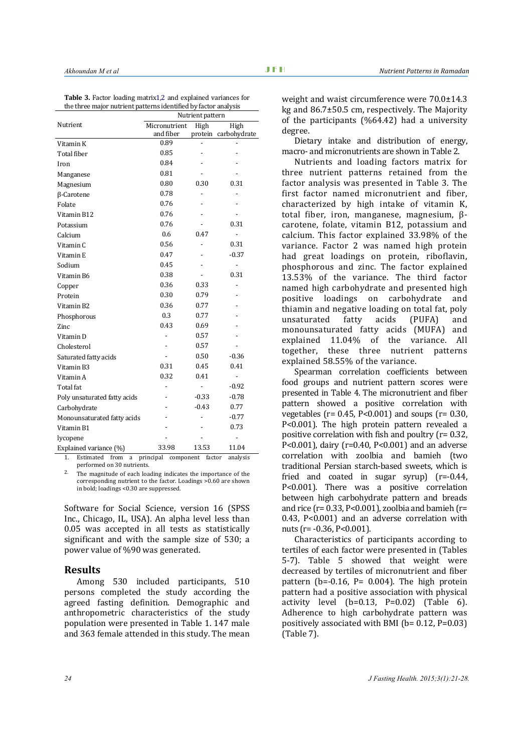**Table 3.** Factor loading matrix1,2 and explained variances for the three major nutrient patterns identified by factor analysis

| Nutrient | Nutrient pattern | | |
|---|---|---|---|
| | Micronutrient and fiber | High protein | High carbohydrate |
| Vitamin K | 0.89 | - | - |
| Total fiber | 0.85 | - | - |
| Iron | 0.84 | - | - |
| Manganese | 0.81 | - | - |
| Magnesium | 0.80 | 0.30 | 0.31 |
| β-Carotene | 0.78 | - | - |
| Folate | 0.76 | - | - |
| Vitamin B12 | 0.76 | - | - |
| Potassium | 0.76 | - | 0.31 |
| Calcium | 0.6 | 0.47 | - |
| Vitamin C | 0.56 | - | 0.31 |
| Vitamin E | 0.47 | - | -0.37 |
| Sodium | 0.45 | - | - |
| Vitamin B6 | 0.38 | - | 0.31 |
| Copper | 0.36 | 0.33 | - |
| Protein | 0.30 | 0.79 | - |
| Vitamin B2 | 0.36 | 0.77 | - |
| Phosphorous | 0.3 | 0.77 | - |
| Zinc | 0.43 | 0.69 | - |
| Vitamin D | - | 0.57 | - |
| Cholesterol | - | 0.57 | - |
| Saturated fatty acids | - | 0.50 | -0.36 |
| Vitamin B3 | 0.31 | 0.45 | 0.41 |
| Vitamin A | 0.32 | 0.41 | - |
| Total fat | - | - | -0.92 |
| Poly unsaturated fatty acids | - | -0.33 | -0.78 |
| Carbohydrate | - | -0.43 | 0.77 |
| Monounsaturated fatty acids | - | - | -0.77 |
| Vitamin B1 | - | - | 0.73 |
| lycopene | - | - | - |
| Explained variance (%) | 33.98 | 13.53 | 11.04 |

1. Estimated from a principal component factor analysis performed on 30 nutrients.
2. The magnitude of each loading indicates the importance of the corresponding nutrient to the factor. Loadings >0.60 are shown in bold; loadings <0.30 are suppressed.

Software for Social Science, version 16 (SPSS Inc., Chicago, IL, USA). An alpha level less than 0.05 was accepted in all tests as statistically significant and with the sample size of 530; a power value of %90 was generated.

## Results

Among 530 included participants, 510 persons completed the study according the agreed fasting definition. Demographic and anthropometric characteristics of the study population were presented in Table 1. 147 male and 363 female attended in this study. The mean weight and waist circumference were 70.0±14.3 kg and 86.7±50.5 cm, respectively. The Majority of the participants (%64.42) had a university degree.

Dietary intake and distribution of energy, macro- and micronutrients are shown in Table 2.

Nutrients and loading factors matrix for three nutrient patterns retained from the factor analysis was presented in Table 3. The first factor named micronutrient and fiber, characterized by high intake of vitamin K, total fiber, iron, manganese, magnesium, β-carotene, folate, vitamin B12, potassium and calcium. This factor explained 33.98% of the variance. Factor 2 was named high protein had great loadings on protein, riboflavin, phosphorous and zinc. The factor explained 13.53% of the variance. The third factor named high carbohydrate and presented high positive loadings on carbohydrate and thiamin and negative loading on total fat, poly unsaturated fatty acids (PUFA) and monounsaturated fatty acids (MUFA) and explained 11.04% of the variance. All together, these three nutrient patterns explained 58.55% of the variance.

Spearman correlation coefficients between food groups and nutrient pattern scores were presented in Table 4. The micronutrient and fiber pattern showed a positive correlation with vegetables (r= 0.45, P<0.001) and soups (r= 0.30, P<0.001). The high protein pattern revealed a positive correlation with fish and poultry (r= 0.32, P<0.001), dairy (r=0.40, P<0.001) and an adverse correlation with zoolbia and bamieh (two traditional Persian starch-based sweets, which is fried and coated in sugar syrup) (r=-0.44, P<0.001). There was a positive correlation between high carbohydrate pattern and breads and rice (r= 0.33, P<0.001), zoolbia and bamieh (r= 0.43, P<0.001) and an adverse correlation with nuts (r= -0.36, P<0.001).

Characteristics of participants according to tertiles of each factor were presented in (Tables 5-7). Table 5 showed that weight were decreased by tertiles of micronutrient and fiber pattern (b=-0.16, P= 0.004). The high protein pattern had a positive association with physical activity level (b=0.13, P=0.02) (Table 6). Adherence to high carbohydrate pattern was positively associated with BMI (b= 0.12, P=0.03) (Table 7).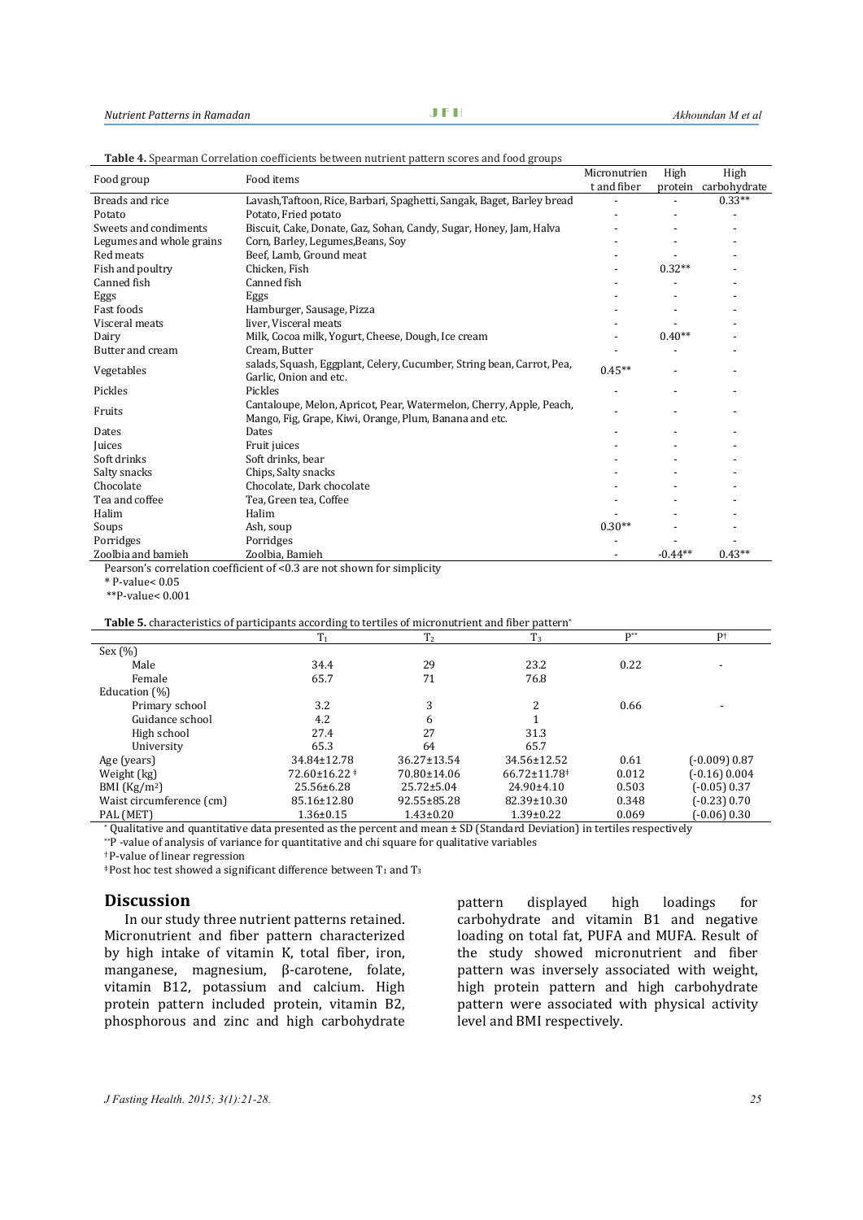**Table 4.** Spearman Correlation coefficients between nutrient pattern scores and food groups

| Food group | Food items | Micronutrient and fiber | High protein | High carbohydrate |
|---|---|---|---|---|
| Breads and rice | Lavash,Taftoon, Rice, Barbari, Spaghetti, Sangak, Baget, Barley bread | - | - | 0.33** |
| Potato | Potato, Fried potato | - | - | - |
| Sweets and condiments | Biscuit, Cake, Donate, Gaz, Sohan, Candy, Sugar, Honey, Jam, Halva | - | - | - |
| Legumes and whole grains | Corn, Barley, Legumes,Beans, Soy | - | - | - |
| Red meats | Beef, Lamb, Ground meat | - | - | - |
| Fish and poultry | Chicken, Fish | - | 0.32** | - |
| Canned fish | Canned fish | - | - | - |
| Eggs | Eggs | - | - | - |
| Fast foods | Hamburger, Sausage, Pizza | - | - | - |
| Visceral meats | liver, Visceral meats | - | - | - |
| Dairy | Milk, Cocoa milk, Yogurt, Cheese, Dough, Ice cream | - | 0.40** | - |
| Butter and cream | Cream, Butter | - | - | - |
| Vegetables | salads, Squash, Eggplant, Celery, Cucumber, String bean, Carrot, Pea, Garlic, Onion and etc. | 0.45** | - | - |
| Pickles | Pickles | - | - | - |
| Fruits | Cantaloupe, Melon, Apricot, Pear, Watermelon, Cherry, Apple, Peach, Mango, Fig, Grape, Kiwi, Orange, Plum, Banana and etc. | - | - | - |
| Dates | Dates | - | - | - |
| Juices | Fruit juices | - | - | - |
| Soft drinks | Soft drinks, bear | - | - | - |
| Salty snacks | Chips, Salty snacks | - | - | - |
| Chocolate | Chocolate, Dark chocolate | - | - | - |
| Tea and coffee | Tea, Green tea, Coffee | - | - | - |
| Halim | Halim | - | - | - |
| Soups | Ash, soup | 0.30** | - | - |
| Porridges | Porridges | - | - | - |
| Zoolbia and bamieh | Zoolbia, Bamieh | - | -0.44** | 0.43** |

Pearson's correlation coefficient of <0.3 are not shown for simplicity

* P-value< 0.05

**P-value< 0.001

**Table 5.** characteristics of participants according to tertiles of micronutrient and fiber pattern*

| | $T_1$ | $T_2$ | $T_3$ | P** | P† |
|---|---|---|---|---|---|
| Sex (%) | | | | | |
| Male | 34.4 | 29 | 23.2 | 0.22 | - |
| Female | 65.7 | 71 | 76.8 | | |
| Education (%) | | | | | |
| Primary school | 3.2 | 3 | 2 | 0.66 | - |
| Guidance school | 4.2 | 6 | 1 | | |
| High school | 27.4 | 27 | 31.3 | | |
| University | 65.3 | 64 | 65.7 | | |
| Age (years) | 34.84±12.78 | 36.27±13.54 | 34.56±12.52 | 0.61 | (-0.009) 0.87 |
| Weight (kg) | 72.60±16.22 ‡ | 70.80±14.06 | 66.72±11.78‡ | 0.012 | (-0.16) 0.004 |
| BMI ($Kg/m^2$) | 25.56±6.28 | 25.72±5.04 | 24.90±4.10 | 0.503 | (-0.05) 0.37 |
| Waist circumference (cm) | 85.16±12.80 | 92.55±85.28 | 82.39±10.30 | 0.348 | (-0.23) 0.70 |
| PAL (MET) | 1.36±0.15 | 1.43±0.20 | 1.39±0.22 | 0.069 | (-0.06) 0.30 |

\* Qualitative and quantitative data presented as the percent and mean ± SD (Standard Deviation) in tertiles respectively

**P -value of analysis of variance for quantitative and chi square for qualitative variables

† P-value of linear regression

‡ Post hoc test showed a significant difference between $T_1$ and $T_3$

## Discussion

In our study three nutrient patterns retained. Micronutrient and fiber pattern characterized by high intake of vitamin K, total fiber, iron, manganese, magnesium, β-carotene, folate, vitamin B12, potassium and calcium. High protein pattern included protein, vitamin B2, phosphorous and zinc and high carbohydrate pattern displayed high loadings for carbohydrate and vitamin B1 and negative loading on total fat, PUFA and MUFA. Result of the study showed micronutrient and fiber pattern was inversely associated with weight, high protein pattern and high carbohydrate pattern were associated with physical activity level and BMI respectively.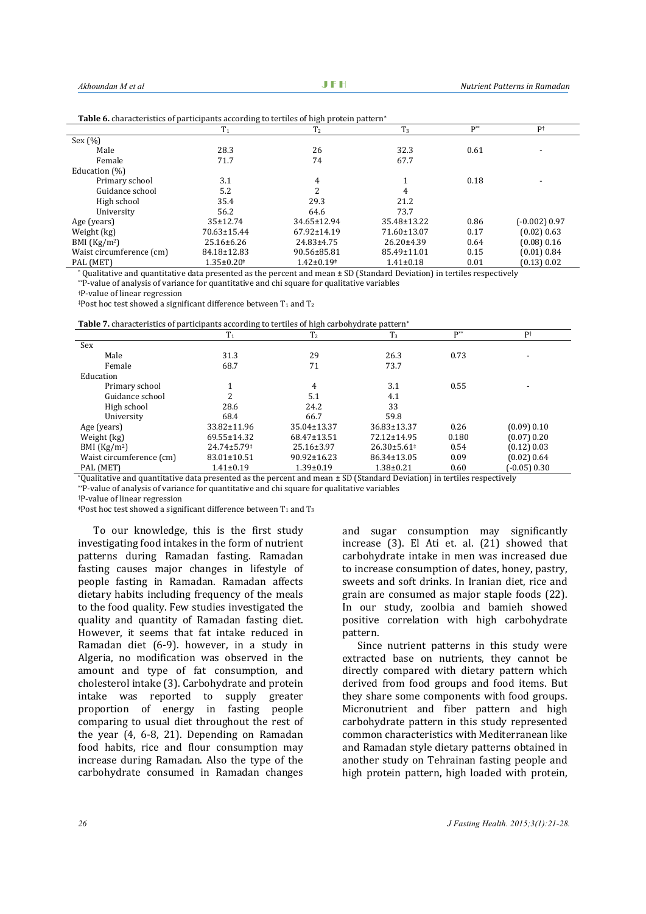**Table 6.** characteristics of participants according to tertiles of high protein pattern*

| | $T_1$ | $T_2$ | $T_3$ | P** | P† |
|---|---|---|---|---|---|
| Sex (%) | | | | | |
| Male | 28.3 | 26 | 32.3 | 0.61 | - |
| Female | 71.7 | 74 | 67.7 | | |
| Education (%) | | | | | |
| Primary school | 3.1 | 4 | 1 | 0.18 | - |
| Guidance school | 5.2 | 2 | 4 | | |
| High school | 35.4 | 29.3 | 21.2 | | |
| University | 56.2 | 64.6 | 73.7 | | |
| Age (years) | 35±12.74 | 34.65±12.94 | 35.48±13.22 | 0.86 | (-0.002) 0.97 |
| Weight (kg) | 70.63±15.44 | 67.92±14.19 | 71.60±13.07 | 0.17 | (0.02) 0.63 |
| BMI (Kg/m²) | 25.16±6.26 | 24.83±4.75 | 26.20±4.39 | 0.64 | (0.08) 0.16 |
| Waist circumference (cm) | 84.18±12.83 | 90.56±85.81 | 85.49±11.01 | 0.15 | (0.01) 0.84 |
| PAL (MET) | 1.35±0.20‡ | 1.42±0.19‡ | 1.41±0.18 | 0.01 | (0.13) 0.02 |

* Qualitative and quantitative data presented as the percent and mean ± SD (Standard Deviation) in tertiles respectively

**P-value of analysis of variance for quantitative and chi square for qualitative variables

†P-value of linear regression

‡Post hoc test showed a significant difference between $T_1$ and $T_2$

**Table 7.** characteristics of participants according to tertiles of high carbohydrate pattern*

| | $T_1$ | $T_2$ | $T_3$ | P** | P† |
|---|---|---|---|---|---|
| Sex | | | | | |
| Male | 31.3 | 29 | 26.3 | 0.73 | - |
| Female | 68.7 | 71 | 73.7 | | |
| Education | | | | | |
| Primary school | 1 | 4 | 3.1 | 0.55 | - |
| Guidance school | 2 | 5.1 | 4.1 | | |
| High school | 28.6 | 24.2 | 33 | | |
| University | 68.4 | 66.7 | 59.8 | | |
| Age (years) | 33.82±11.96 | 35.04±13.37 | 36.83±13.37 | 0.26 | (0.09) 0.10 |
| Weight (kg) | 69.55±14.32 | 68.47±13.51 | 72.12±14.95 | 0.180 | (0.07) 0.20 |
| BMI (Kg/m²) | 24.74±5.79‡ | 25.16±3.97 | 26.30±5.61‡ | 0.54 | (0.12) 0.03 |
| Waist circumference (cm) | 83.01±10.51 | 90.92±16.23 | 86.34±13.05 | 0.09 | (0.02) 0.64 |
| PAL (MET) | 1.41±0.19 | 1.39±0.19 | 1.38±0.21 | 0.60 | (-0.05) 0.30 |

*Qualitative and quantitative data presented as the percent and mean ± SD (Standard Deviation) in tertiles respectively

**P-value of analysis of variance for quantitative and chi square for qualitative variables

†P-value of linear regression

‡Post hoc test showed a significant difference between $T_1$ and $T_3$

To our knowledge, this is the first study investigating food intakes in the form of nutrient patterns during Ramadan fasting. Ramadan fasting causes major changes in lifestyle of people fasting in Ramadan. Ramadan affects dietary habits including frequency of the meals to the food quality. Few studies investigated the quality and quantity of Ramadan fasting diet. However, it seems that fat intake reduced in Ramadan diet (6-9). however, in a study in Algeria, no modification was observed in the amount and type of fat consumption, and cholesterol intake (3). Carbohydrate and protein intake was reported to supply greater proportion of energy in fasting people comparing to usual diet throughout the rest of the year (4, 6-8, 21). Depending on Ramadan food habits, rice and flour consumption may increase during Ramadan. Also the type of the carbohydrate consumed in Ramadan changes and sugar consumption may significantly increase (3). El Ati et. al. (21) showed that carbohydrate intake in men was increased due to increase consumption of dates, honey, pastry, sweets and soft drinks. In Iranian diet, rice and grain are consumed as major staple foods (22). In our study, zoolbia and bamieh showed positive correlation with high carbohydrate pattern.

Since nutrient patterns in this study were extracted base on nutrients, they cannot be directly compared with dietary pattern which derived from food groups and food items. But they share some components with food groups. Micronutrient and fiber pattern and high carbohydrate pattern in this study represented common characteristics with Mediterranean like and Ramadan style dietary patterns obtained in another study on Tehrainan fasting people and high protein pattern, high loaded with protein,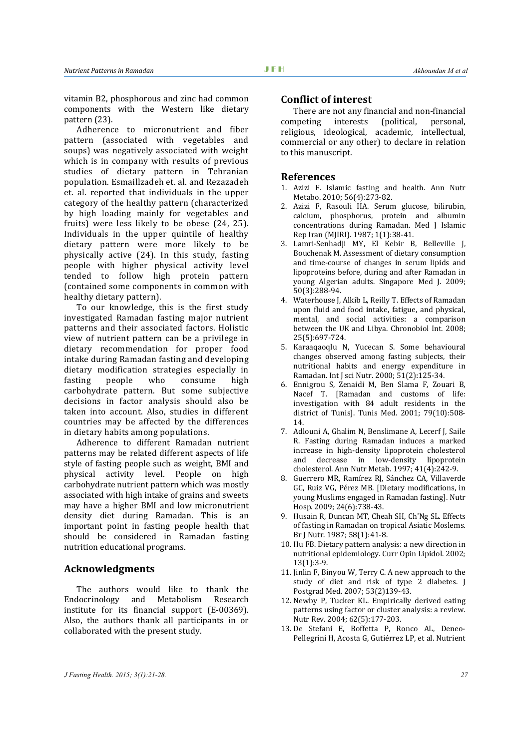vitamin B2, phosphorous and zinc had common components with the Western like dietary pattern (23).

Adherence to micronutrient and fiber pattern (associated with vegetables and soups) was negatively associated with weight which is in company with results of previous studies of dietary pattern in Tehranian population. Esmaillzadeh et. al. and Rezazadeh et. al. reported that individuals in the upper category of the healthy pattern (characterized by high loading mainly for vegetables and fruits) were less likely to be obese (24, 25). Individuals in the upper quintile of healthy dietary pattern were more likely to be physically active (24). In this study, fasting people with higher physical activity level tended to follow high protein pattern (contained some components in common with healthy dietary pattern).

To our knowledge, this is the first study investigated Ramadan fasting major nutrient patterns and their associated factors. Holistic view of nutrient pattern can be a privilege in dietary recommendation for proper food intake during Ramadan fasting and developing dietary modification strategies especially in fasting people who consume high carbohydrate pattern. But some subjective decisions in factor analysis should also be taken into account. Also, studies in different countries may be affected by the differences in dietary habits among populations.

Adherence to different Ramadan nutrient patterns may be related different aspects of life style of fasting people such as weight, BMI and physical activity level. People on high carbohydrate nutrient pattern which was mostly associated with high intake of grains and sweets may have a higher BMI and low micronutrient density diet during Ramadan. This is an important point in fasting people health that should be considered in Ramadan fasting nutrition educational programs.

## Acknowledgments

The authors would like to thank the Endocrinology and Metabolism Research institute for its financial support (E-00369). Also, the authors thank all participants in or collaborated with the present study.

## Conflict of interest

There are not any financial and non-financial competing interests (political, personal, religious, ideological, academic, intellectual, commercial or any other) to declare in relation to this manuscript.

## References

1. Azizi F. Islamic fasting and health. Ann Nutr Metabo. 2010; 56(4):273-82.
2. Azizi F, Rasouli HA. Serum glucose, bilirubin, calcium, phosphorus, protein and albumin concentrations during Ramadan. Med J Islamic Rep Iran (MJIRI). 1987; 1(1):38-41.
3. Lamri-Senhadji MY, El Kebir B, Belleville J, Bouchenak M. Assessment of dietary consumption and time-course of changes in serum lipids and lipoproteins before, during and after Ramadan in young Algerian adults. Singapore Med J. 2009; 50(3):288-94.
4. Waterhouse J, Alkib L, Reilly T. Effects of Ramadan upon fluid and food intake, fatigue, and physical, mental, and social activities: a comparison between the UK and Libya. Chronobiol Int. 2008; 25(5):697-724.
5. Karaaqaoqlu N, Yucecan S. Some behavioural changes observed among fasting subjects, their nutritional habits and energy expenditure in Ramadan. Int J sci Nutr. 2000; 51(2):125-34.
6. Ennigrou S, Zenaidi M, Ben Slama F, Zouari B, Nacef T. [Ramadan and customs of life: investigation with 84 adult residents in the district of Tunis]. Tunis Med. 2001; 79(10):508-14.
7. Adlouni A, Ghalim N, Benslimane A, Lecerf J, Saile R. Fasting during Ramadan induces a marked increase in high-density lipoprotein cholesterol and decrease in low-density lipoprotein cholesterol. Ann Nutr Metab. 1997; 41(4):242-9.
8. Guerrero MR, Ramírez RJ, Sánchez CA, Villaverde GC, Ruiz VG, Pérez MB. [Dietary modifications, in young Muslims engaged in Ramadan fasting]. Nutr Hosp. 2009; 24(6):738-43.
9. Husain R, Duncan MT, Cheah SH, Ch'Ng SL. Effects of fasting in Ramadan on tropical Asiatic Moslems. Br J Nutr. 1987; 58(1):41-8.
10. Hu FB. Dietary pattern analysis: a new direction in nutritional epidemiology. Curr Opin Lipidol. 2002; 13(1):3-9.
11. Jinlin F, Binyou W, Terry C. A new approach to the study of diet and risk of type 2 diabetes. J Postgrad Med. 2007; 53(2)139-43.
12. Newby P, Tucker KL. Empirically derived eating patterns using factor or cluster analysis: a review. Nutr Rev. 2004; 62(5):177-203.
13. De Stefani E, Boffetta P, Ronco AL, Deneo-Pellegrini H, Acosta G, Gutiérrez LP, et al. Nutrient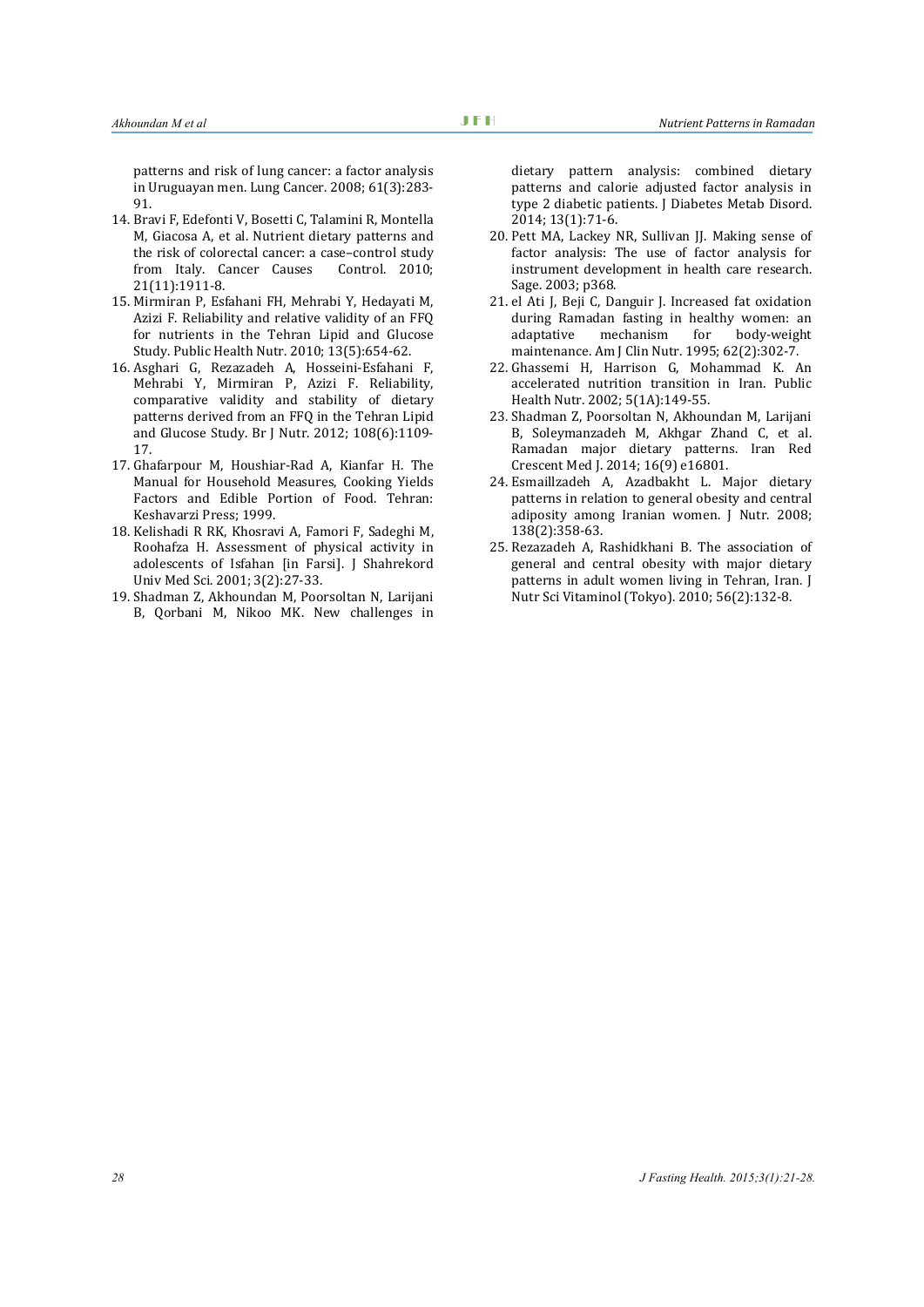patterns and risk of lung cancer: a factor analysis in Uruguayan men. Lung Cancer. 2008; 61(3):283-91.

14. Bravi F, Edefonti V, Bosetti C, Talamini R, Montella M, Giacosa A, et al. Nutrient dietary patterns and the risk of colorectal cancer: a case–control study from Italy. Cancer Causes Control. 2010; 21(11):1911-8.
15. Mirmiran P, Esfahani FH, Mehrabi Y, Hedayati M, Azizi F. Reliability and relative validity of an FFQ for nutrients in the Tehran Lipid and Glucose Study. Public Health Nutr. 2010; 13(5):654-62.
16. Asghari G, Rezazadeh A, Hosseini-Esfahani F, Mehrabi Y, Mirmiran P, Azizi F. Reliability, comparative validity and stability of dietary patterns derived from an FFQ in the Tehran Lipid and Glucose Study. Br J Nutr. 2012; 108(6):1109-17.
17. Ghafarpour M, Houshiar-Rad A, Kianfar H. The Manual for Household Measures, Cooking Yields Factors and Edible Portion of Food. Tehran: Keshavarzi Press; 1999.
18. Kelishadi R RK, Khosravi A, Famori F, Sadeghi M, Roohafza H. Assessment of physical activity in adolescents of Isfahan [in Farsi]. J Shahrekord Univ Med Sci. 2001; 3(2):27-33.
19. Shadman Z, Akhoundan M, Poorsoltan N, Larijani B, Qorbani M, Nikoo MK. New challenges in dietary pattern analysis: combined dietary patterns and calorie adjusted factor analysis in type 2 diabetic patients. J Diabetes Metab Disord. 2014; 13(1):71-6.
20. Pett MA, Lackey NR, Sullivan JJ. Making sense of factor analysis: The use of factor analysis for instrument development in health care research. Sage. 2003; p368.
21. el Ati J, Beji C, Danguir J. Increased fat oxidation during Ramadan fasting in healthy women: an adaptative mechanism for body-weight maintenance. Am J Clin Nutr. 1995; 62(2):302-7.
22. Ghassemi H, Harrison G, Mohammad K. An accelerated nutrition transition in Iran. Public Health Nutr. 2002; 5(1A):149-55.
23. Shadman Z, Poorsoltan N, Akhoundan M, Larijani B, Soleymanzadeh M, Akhgar Zhand C, et al. Ramadan major dietary patterns. Iran Red Crescent Med J. 2014; 16(9) e16801.
24. Esmaillzadeh A, Azadbakht L. Major dietary patterns in relation to general obesity and central adiposity among Iranian women. J Nutr. 2008; 138(2):358-63.
25. Rezazadeh A, Rashidkhani B. The association of general and central obesity with major dietary patterns in adult women living in Tehran, Iran. J Nutr Sci Vitaminol (Tokyo). 2010; 56(2):132-8.